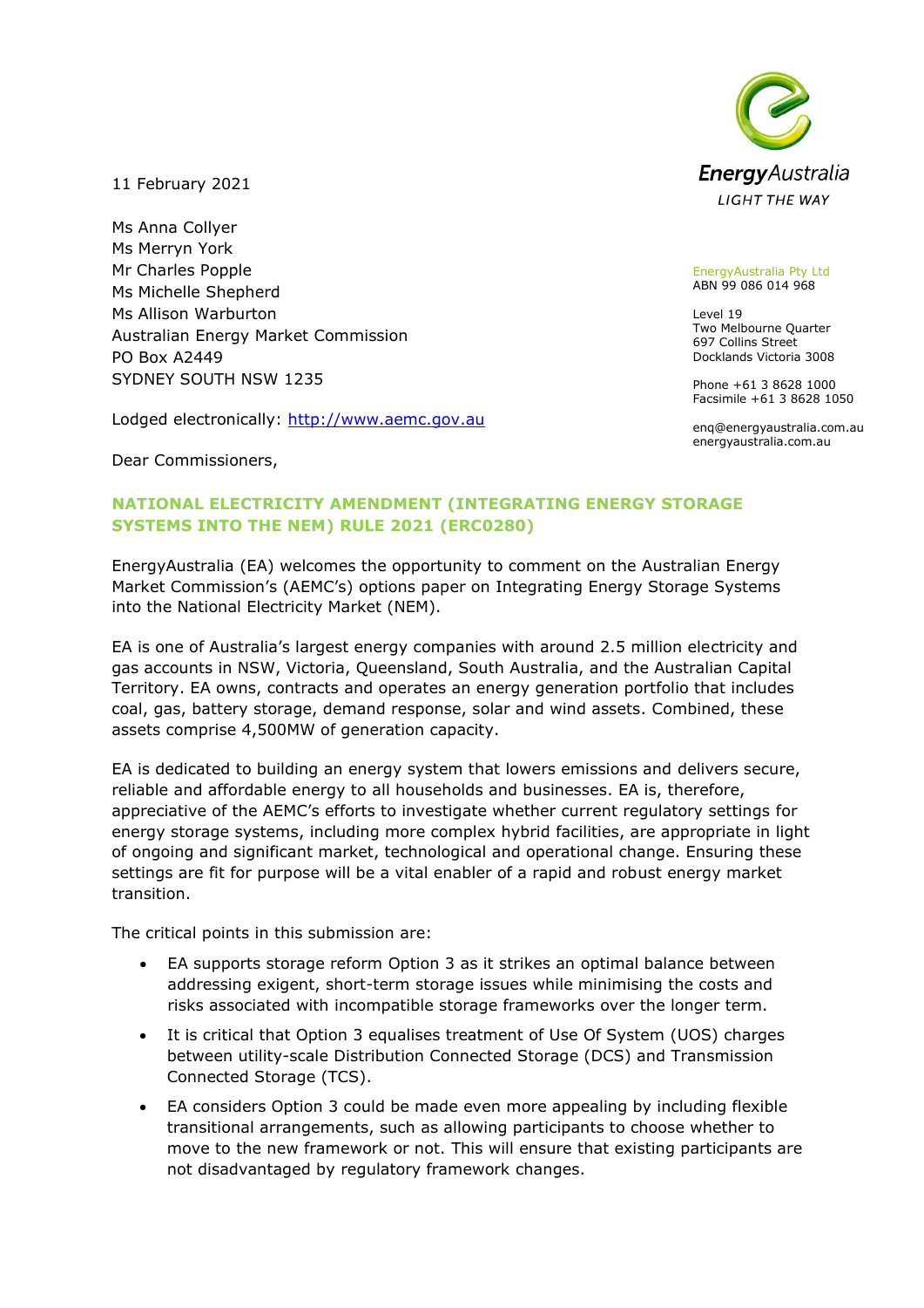EnergyAustralia

LIGHT THE WAY

EnergyAustralia Pty Ltd
ABN 99 086 014 968

Level 19
Two Melbourne Quarter
697 Collins Street
Docklands Victoria 3008

Phone +61 3 8628 1000
Facsimile +61 3 8628 1050

enq@energyaustralia.com.au
energyaustralia.com.au

11 February 2021

Ms Anna Collyer
Ms Merryn York
Mr Charles Popple
Ms Michelle Shepherd
Ms Allison Warburton
Australian Energy Market Commission
PO Box A2449
SYDNEY SOUTH NSW 1235

Lodged electronically: http://www.aemc.gov.au

Dear Commissioners,

## NATIONAL ELECTRICITY AMENDMENT (INTEGRATING ENERGY STORAGE SYSTEMS INTO THE NEM) RULE 2021 (ERC0280)

EnergyAustralia (EA) welcomes the opportunity to comment on the Australian Energy Market Commission's (AEMC's) options paper on Integrating Energy Storage Systems into the National Electricity Market (NEM).

EA is one of Australia's largest energy companies with around 2.5 million electricity and gas accounts in NSW, Victoria, Queensland, South Australia, and the Australian Capital Territory. EA owns, contracts and operates an energy generation portfolio that includes coal, gas, battery storage, demand response, solar and wind assets. Combined, these assets comprise 4,500MW of generation capacity.

EA is dedicated to building an energy system that lowers emissions and delivers secure, reliable and affordable energy to all households and businesses. EA is, therefore, appreciative of the AEMC's efforts to investigate whether current regulatory settings for energy storage systems, including more complex hybrid facilities, are appropriate in light of ongoing and significant market, technological and operational change. Ensuring these settings are fit for purpose will be a vital enabler of a rapid and robust energy market transition.

The critical points in this submission are:

- EA supports storage reform Option 3 as it strikes an optimal balance between addressing exigent, short-term storage issues while minimising the costs and risks associated with incompatible storage frameworks over the longer term.
- It is critical that Option 3 equalises treatment of Use Of System (UOS) charges between utility-scale Distribution Connected Storage (DCS) and Transmission Connected Storage (TCS).
- EA considers Option 3 could be made even more appealing by including flexible transitional arrangements, such as allowing participants to choose whether to move to the new framework or not. This will ensure that existing participants are not disadvantaged by regulatory framework changes.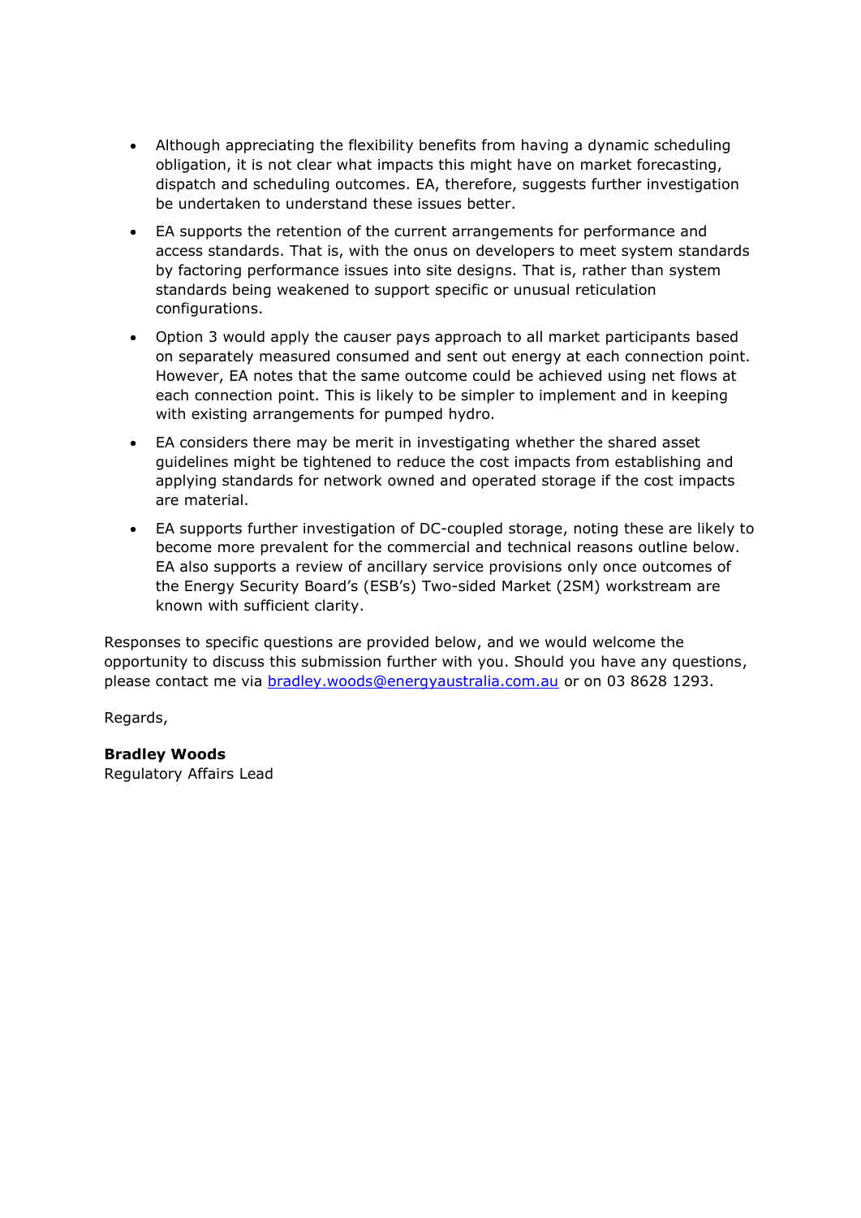- Although appreciating the flexibility benefits from having a dynamic scheduling obligation, it is not clear what impacts this might have on market forecasting, dispatch and scheduling outcomes. EA, therefore, suggests further investigation be undertaken to understand these issues better.
- EA supports the retention of the current arrangements for performance and access standards. That is, with the onus on developers to meet system standards by factoring performance issues into site designs. That is, rather than system standards being weakened to support specific or unusual reticulation configurations.
- Option 3 would apply the causer pays approach to all market participants based on separately measured consumed and sent out energy at each connection point. However, EA notes that the same outcome could be achieved using net flows at each connection point. This is likely to be simpler to implement and in keeping with existing arrangements for pumped hydro.
- EA considers there may be merit in investigating whether the shared asset guidelines might be tightened to reduce the cost impacts from establishing and applying standards for network owned and operated storage if the cost impacts are material.
- EA supports further investigation of DC-coupled storage, noting these are likely to become more prevalent for the commercial and technical reasons outline below. EA also supports a review of ancillary service provisions only once outcomes of the Energy Security Board's (ESB's) Two-sided Market (2SM) workstream are known with sufficient clarity.

Responses to specific questions are provided below, and we would welcome the opportunity to discuss this submission further with you. Should you have any questions, please contact me via bradley.woods@energyaustralia.com.au or on 03 8628 1293.

Regards,

**Bradley Woods**
Regulatory Affairs Lead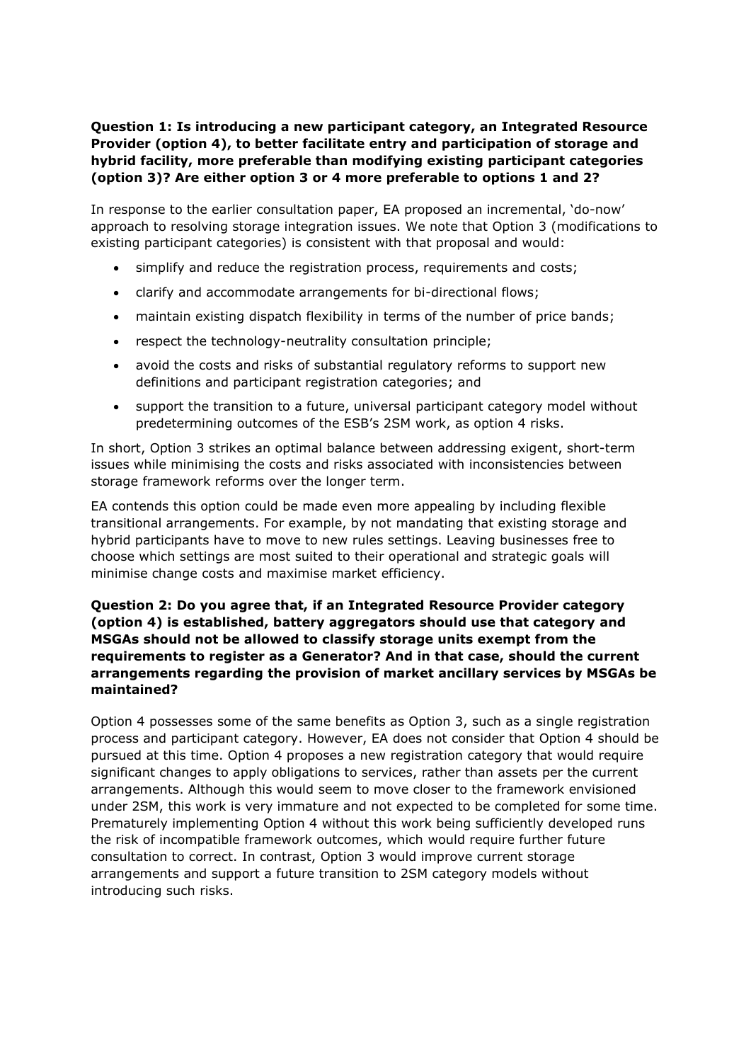**Question 1: Is introducing a new participant category, an Integrated Resource Provider (option 4), to better facilitate entry and participation of storage and hybrid facility, more preferable than modifying existing participant categories (option 3)? Are either option 3 or 4 more preferable to options 1 and 2?**

In response to the earlier consultation paper, EA proposed an incremental, 'do-now' approach to resolving storage integration issues. We note that Option 3 (modifications to existing participant categories) is consistent with that proposal and would:

- simplify and reduce the registration process, requirements and costs;
- clarify and accommodate arrangements for bi-directional flows;
- maintain existing dispatch flexibility in terms of the number of price bands;
- respect the technology-neutrality consultation principle;
- avoid the costs and risks of substantial regulatory reforms to support new definitions and participant registration categories; and
- support the transition to a future, universal participant category model without predetermining outcomes of the ESB's 2SM work, as option 4 risks.

In short, Option 3 strikes an optimal balance between addressing exigent, short-term issues while minimising the costs and risks associated with inconsistencies between storage framework reforms over the longer term.

EA contends this option could be made even more appealing by including flexible transitional arrangements. For example, by not mandating that existing storage and hybrid participants have to move to new rules settings. Leaving businesses free to choose which settings are most suited to their operational and strategic goals will minimise change costs and maximise market efficiency.

**Question 2: Do you agree that, if an Integrated Resource Provider category (option 4) is established, battery aggregators should use that category and MSGAs should not be allowed to classify storage units exempt from the requirements to register as a Generator? And in that case, should the current arrangements regarding the provision of market ancillary services by MSGAs be maintained?**

Option 4 possesses some of the same benefits as Option 3, such as a single registration process and participant category. However, EA does not consider that Option 4 should be pursued at this time. Option 4 proposes a new registration category that would require significant changes to apply obligations to services, rather than assets per the current arrangements. Although this would seem to move closer to the framework envisioned under 2SM, this work is very immature and not expected to be completed for some time. Prematurely implementing Option 4 without this work being sufficiently developed runs the risk of incompatible framework outcomes, which would require further future consultation to correct. In contrast, Option 3 would improve current storage arrangements and support a future transition to 2SM category models without introducing such risks.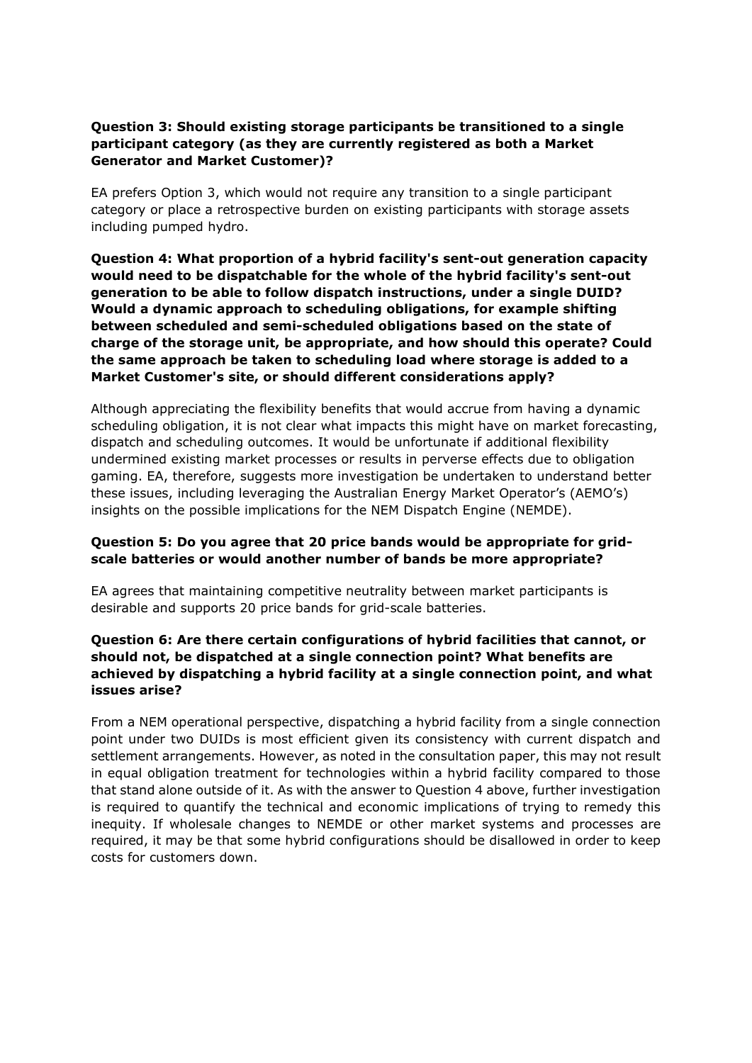**Question 3: Should existing storage participants be transitioned to a single participant category (as they are currently registered as both a Market Generator and Market Customer)?**

EA prefers Option 3, which would not require any transition to a single participant category or place a retrospective burden on existing participants with storage assets including pumped hydro.

**Question 4: What proportion of a hybrid facility's sent-out generation capacity would need to be dispatchable for the whole of the hybrid facility's sent-out generation to be able to follow dispatch instructions, under a single DUID? Would a dynamic approach to scheduling obligations, for example shifting between scheduled and semi-scheduled obligations based on the state of charge of the storage unit, be appropriate, and how should this operate? Could the same approach be taken to scheduling load where storage is added to a Market Customer's site, or should different considerations apply?**

Although appreciating the flexibility benefits that would accrue from having a dynamic scheduling obligation, it is not clear what impacts this might have on market forecasting, dispatch and scheduling outcomes. It would be unfortunate if additional flexibility undermined existing market processes or results in perverse effects due to obligation gaming. EA, therefore, suggests more investigation be undertaken to understand better these issues, including leveraging the Australian Energy Market Operator's (AEMO's) insights on the possible implications for the NEM Dispatch Engine (NEMDE).

**Question 5: Do you agree that 20 price bands would be appropriate for grid-scale batteries or would another number of bands be more appropriate?**

EA agrees that maintaining competitive neutrality between market participants is desirable and supports 20 price bands for grid-scale batteries.

**Question 6: Are there certain configurations of hybrid facilities that cannot, or should not, be dispatched at a single connection point? What benefits are achieved by dispatching a hybrid facility at a single connection point, and what issues arise?**

From a NEM operational perspective, dispatching a hybrid facility from a single connection point under two DUIDs is most efficient given its consistency with current dispatch and settlement arrangements. However, as noted in the consultation paper, this may not result in equal obligation treatment for technologies within a hybrid facility compared to those that stand alone outside of it. As with the answer to Question 4 above, further investigation is required to quantify the technical and economic implications of trying to remedy this inequity. If wholesale changes to NEMDE or other market systems and processes are required, it may be that some hybrid configurations should be disallowed in order to keep costs for customers down.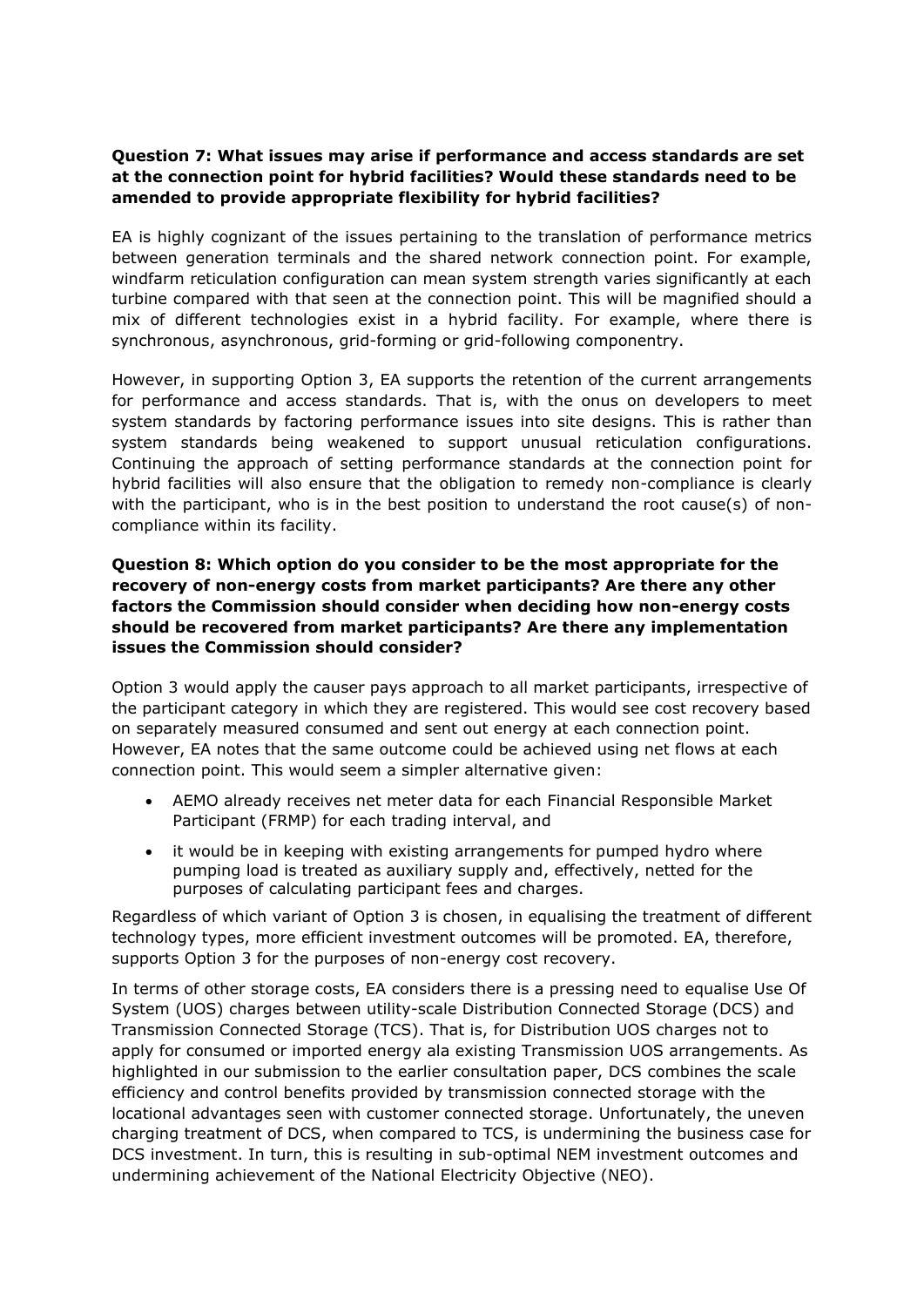**Question 7: What issues may arise if performance and access standards are set at the connection point for hybrid facilities? Would these standards need to be amended to provide appropriate flexibility for hybrid facilities?**

EA is highly cognizant of the issues pertaining to the translation of performance metrics between generation terminals and the shared network connection point. For example, windfarm reticulation configuration can mean system strength varies significantly at each turbine compared with that seen at the connection point. This will be magnified should a mix of different technologies exist in a hybrid facility. For example, where there is synchronous, asynchronous, grid-forming or grid-following componentry.

However, in supporting Option 3, EA supports the retention of the current arrangements for performance and access standards. That is, with the onus on developers to meet system standards by factoring performance issues into site designs. This is rather than system standards being weakened to support unusual reticulation configurations. Continuing the approach of setting performance standards at the connection point for hybrid facilities will also ensure that the obligation to remedy non-compliance is clearly with the participant, who is in the best position to understand the root cause(s) of non-compliance within its facility.

**Question 8: Which option do you consider to be the most appropriate for the recovery of non-energy costs from market participants? Are there any other factors the Commission should consider when deciding how non-energy costs should be recovered from market participants? Are there any implementation issues the Commission should consider?**

Option 3 would apply the causer pays approach to all market participants, irrespective of the participant category in which they are registered. This would see cost recovery based on separately measured consumed and sent out energy at each connection point. However, EA notes that the same outcome could be achieved using net flows at each connection point. This would seem a simpler alternative given:

- AEMO already receives net meter data for each Financial Responsible Market Participant (FRMP) for each trading interval, and
- it would be in keeping with existing arrangements for pumped hydro where pumping load is treated as auxiliary supply and, effectively, netted for the purposes of calculating participant fees and charges.

Regardless of which variant of Option 3 is chosen, in equalising the treatment of different technology types, more efficient investment outcomes will be promoted. EA, therefore, supports Option 3 for the purposes of non-energy cost recovery.

In terms of other storage costs, EA considers there is a pressing need to equalise Use Of System (UOS) charges between utility-scale Distribution Connected Storage (DCS) and Transmission Connected Storage (TCS). That is, for Distribution UOS charges not to apply for consumed or imported energy ala existing Transmission UOS arrangements. As highlighted in our submission to the earlier consultation paper, DCS combines the scale efficiency and control benefits provided by transmission connected storage with the locational advantages seen with customer connected storage. Unfortunately, the uneven charging treatment of DCS, when compared to TCS, is undermining the business case for DCS investment. In turn, this is resulting in sub-optimal NEM investment outcomes and undermining achievement of the National Electricity Objective (NEO).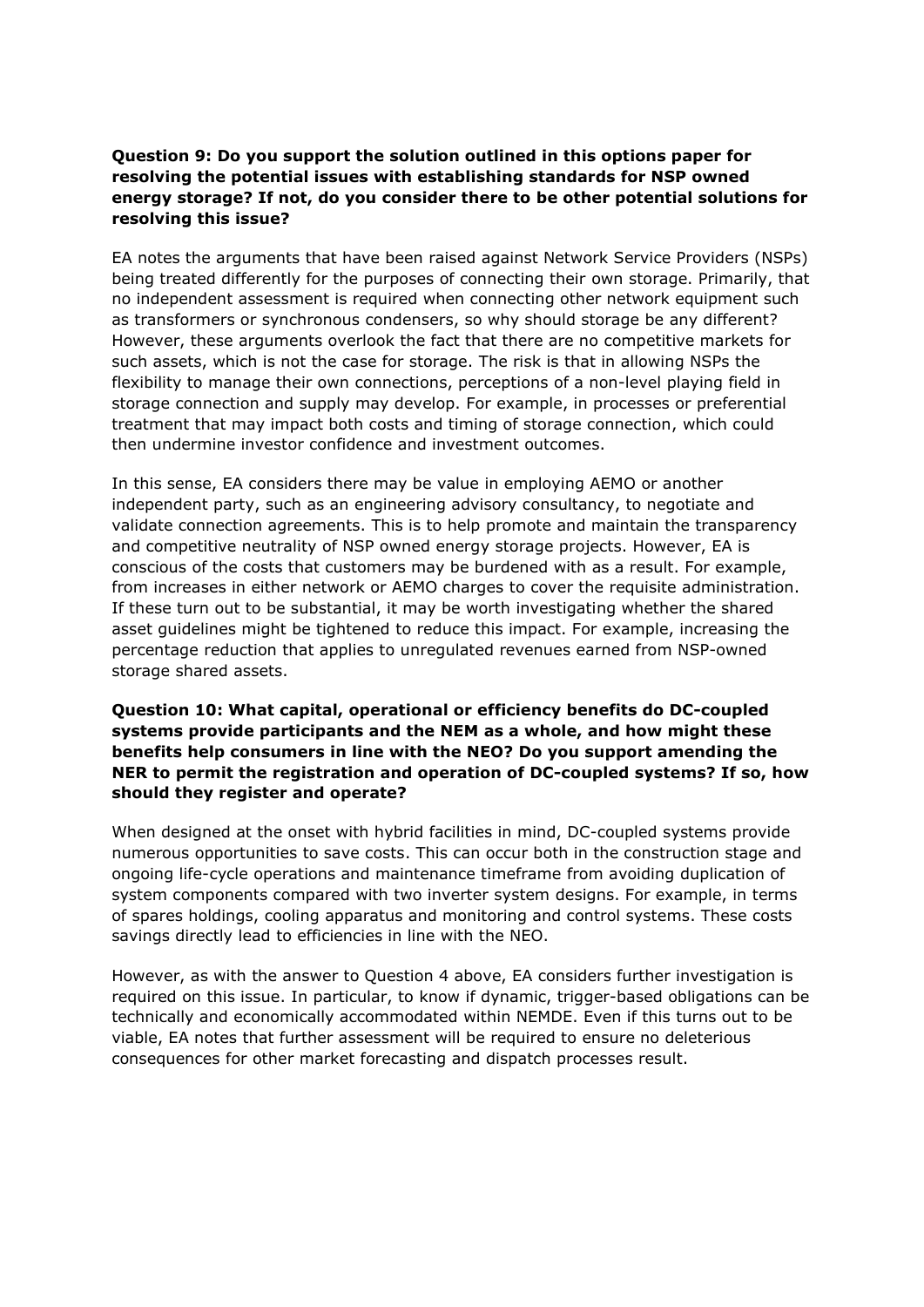**Question 9: Do you support the solution outlined in this options paper for resolving the potential issues with establishing standards for NSP owned energy storage? If not, do you consider there to be other potential solutions for resolving this issue?**

EA notes the arguments that have been raised against Network Service Providers (NSPs) being treated differently for the purposes of connecting their own storage. Primarily, that no independent assessment is required when connecting other network equipment such as transformers or synchronous condensers, so why should storage be any different? However, these arguments overlook the fact that there are no competitive markets for such assets, which is not the case for storage. The risk is that in allowing NSPs the flexibility to manage their own connections, perceptions of a non-level playing field in storage connection and supply may develop. For example, in processes or preferential treatment that may impact both costs and timing of storage connection, which could then undermine investor confidence and investment outcomes.

In this sense, EA considers there may be value in employing AEMO or another independent party, such as an engineering advisory consultancy, to negotiate and validate connection agreements. This is to help promote and maintain the transparency and competitive neutrality of NSP owned energy storage projects. However, EA is conscious of the costs that customers may be burdened with as a result. For example, from increases in either network or AEMO charges to cover the requisite administration. If these turn out to be substantial, it may be worth investigating whether the shared asset guidelines might be tightened to reduce this impact. For example, increasing the percentage reduction that applies to unregulated revenues earned from NSP-owned storage shared assets.

**Question 10: What capital, operational or efficiency benefits do DC-coupled systems provide participants and the NEM as a whole, and how might these benefits help consumers in line with the NEO? Do you support amending the NER to permit the registration and operation of DC-coupled systems? If so, how should they register and operate?**

When designed at the onset with hybrid facilities in mind, DC-coupled systems provide numerous opportunities to save costs. This can occur both in the construction stage and ongoing life-cycle operations and maintenance timeframe from avoiding duplication of system components compared with two inverter system designs. For example, in terms of spares holdings, cooling apparatus and monitoring and control systems. These costs savings directly lead to efficiencies in line with the NEO.

However, as with the answer to Question 4 above, EA considers further investigation is required on this issue. In particular, to know if dynamic, trigger-based obligations can be technically and economically accommodated within NEMDE. Even if this turns out to be viable, EA notes that further assessment will be required to ensure no deleterious consequences for other market forecasting and dispatch processes result.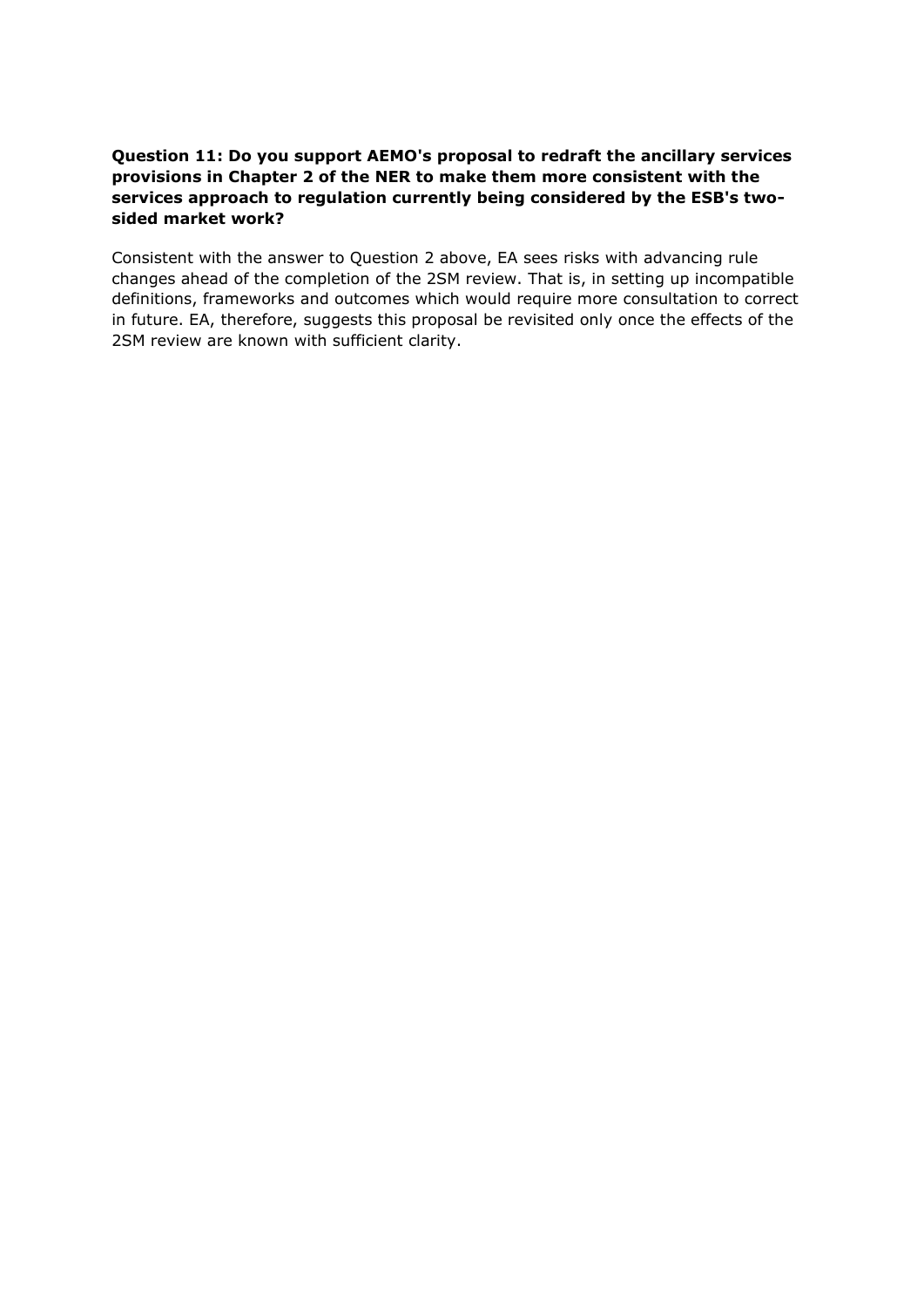**Question 11: Do you support AEMO's proposal to redraft the ancillary services provisions in Chapter 2 of the NER to make them more consistent with the services approach to regulation currently being considered by the ESB's two-sided market work?**

Consistent with the answer to Question 2 above, EA sees risks with advancing rule changes ahead of the completion of the 2SM review. That is, in setting up incompatible definitions, frameworks and outcomes which would require more consultation to correct in future. EA, therefore, suggests this proposal be revisited only once the effects of the 2SM review are known with sufficient clarity.